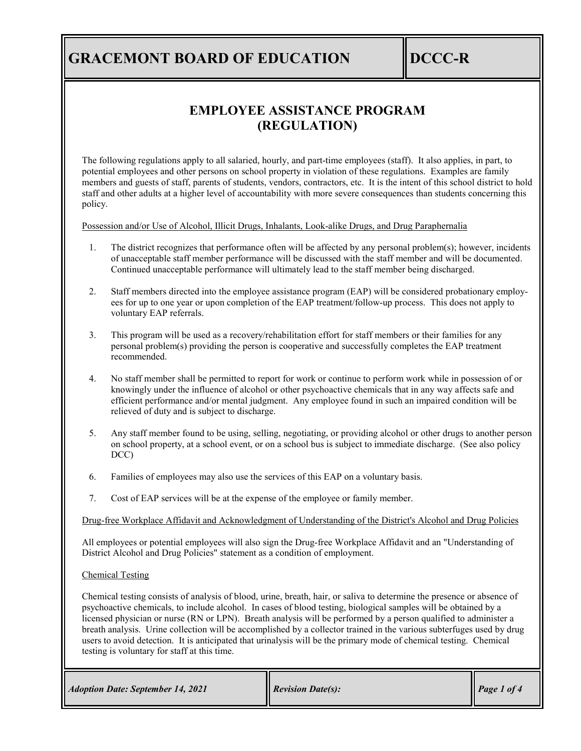# GRACEMONT BOARD OF EDUCATION — DCCC-R

## EMPLOYEE ASSISTANCE PROGRAM (REGULATION)

The following regulations apply to all salaried, hourly, and part-time employees (staff). It also applies, in part, to potential employees and other persons on school property in violation of these regulations. Examples are family members and guests of staff, parents of students, vendors, contractors, etc. It is the intent of this school district to hold staff and other adults at a higher level of accountability with more severe consequences than students concerning this policy.

Possession and/or Use of Alcohol, Illicit Drugs, Inhalants, Look-alike Drugs, and Drug Paraphernalia

1. The district recognizes that performance often will be affected by any personal problem(s); however, incidents of unacceptable staff member performance will be discussed with the staff member and will be documented. Continued unacceptable performance will ultimately lead to the staff member being discharged.
2. Staff members directed into the employee assistance program (EAP) will be considered probationary employees for up to one year or upon completion of the EAP treatment/follow-up process. This does not apply to voluntary EAP referrals.
3. This program will be used as a recovery/rehabilitation effort for staff members or their families for any personal problem(s) providing the person is cooperative and successfully completes the EAP treatment recommended.
4. No staff member shall be permitted to report for work or continue to perform work while in possession of or knowingly under the influence of alcohol or other psychoactive chemicals that in any way affects safe and efficient performance and/or mental judgment. Any employee found in such an impaired condition will be relieved of duty and is subject to discharge.
5. Any staff member found to be using, selling, negotiating, or providing alcohol or other drugs to another person on school property, at a school event, or on a school bus is subject to immediate discharge. (See also policy DCC)
6. Families of employees may also use the services of this EAP on a voluntary basis.
7. Cost of EAP services will be at the expense of the employee or family member.

Drug-free Workplace Affidavit and Acknowledgment of Understanding of the District's Alcohol and Drug Policies

All employees or potential employees will also sign the Drug-free Workplace Affidavit and an "Understanding of District Alcohol and Drug Policies" statement as a condition of employment.

Chemical Testing

Chemical testing consists of analysis of blood, urine, breath, hair, or saliva to determine the presence or absence of psychoactive chemicals, to include alcohol. In cases of blood testing, biological samples will be obtained by a licensed physician or nurse (RN or LPN). Breath analysis will be performed by a person qualified to administer a breath analysis. Urine collection will be accomplished by a collector trained in the various subterfuges used by drug users to avoid detection. It is anticipated that urinalysis will be the primary mode of chemical testing. Chemical testing is voluntary for staff at this time.

*Adoption Date: September 14, 2021* | *Revision Date(s):*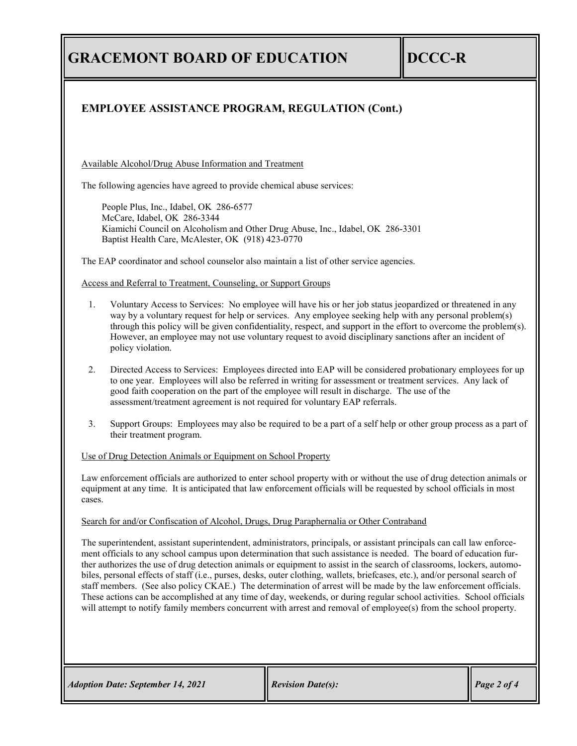## EMPLOYEE ASSISTANCE PROGRAM, REGULATION (Cont.)

Available Alcohol/Drug Abuse Information and Treatment

The following agencies have agreed to provide chemical abuse services:

People Plus, Inc., Idabel, OK 286-6577
McCare, Idabel, OK 286-3344
Kiamichi Council on Alcoholism and Other Drug Abuse, Inc., Idabel, OK 286-3301
Baptist Health Care, McAlester, OK (918) 423-0770

The EAP coordinator and school counselor also maintain a list of other service agencies.

Access and Referral to Treatment, Counseling, or Support Groups

1. Voluntary Access to Services: No employee will have his or her job status jeopardized or threatened in any way by a voluntary request for help or services. Any employee seeking help with any personal problem(s) through this policy will be given confidentiality, respect, and support in the effort to overcome the problem(s). However, an employee may not use voluntary request to avoid disciplinary sanctions after an incident of policy violation.

2. Directed Access to Services: Employees directed into EAP will be considered probationary employees for up to one year. Employees will also be referred in writing for assessment or treatment services. Any lack of good faith cooperation on the part of the employee will result in discharge. The use of the assessment/treatment agreement is not required for voluntary EAP referrals.

3. Support Groups: Employees may also be required to be a part of a self help or other group process as a part of their treatment program.

Use of Drug Detection Animals or Equipment on School Property

Law enforcement officials are authorized to enter school property with or without the use of drug detection animals or equipment at any time. It is anticipated that law enforcement officials will be requested by school officials in most cases.

Search for and/or Confiscation of Alcohol, Drugs, Drug Paraphernalia or Other Contraband

The superintendent, assistant superintendent, administrators, principals, or assistant principals can call law enforcement officials to any school campus upon determination that such assistance is needed. The board of education further authorizes the use of drug detection animals or equipment to assist in the search of classrooms, lockers, automobiles, personal effects of staff (i.e., purses, desks, outer clothing, wallets, briefcases, etc.), and/or personal search of staff members. (See also policy CKAE.) The determination of arrest will be made by the law enforcement officials. These actions can be accomplished at any time of day, weekends, or during regular school activities. School officials will attempt to notify family members concurrent with arrest and removal of employee(s) from the school property.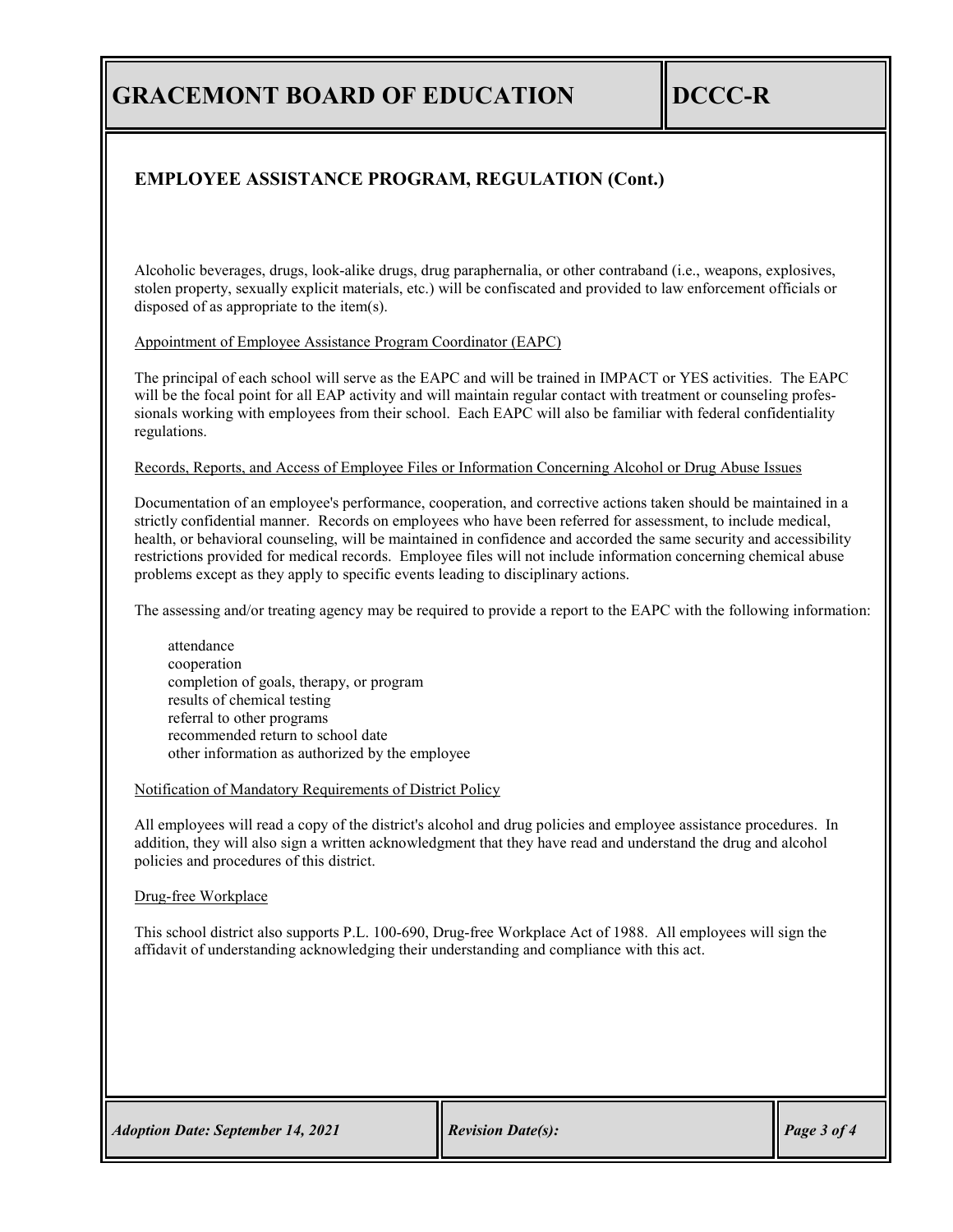## EMPLOYEE ASSISTANCE PROGRAM, REGULATION (Cont.)

Alcoholic beverages, drugs, look-alike drugs, drug paraphernalia, or other contraband (i.e., weapons, explosives, stolen property, sexually explicit materials, etc.) will be confiscated and provided to law enforcement officials or disposed of as appropriate to the item(s).

<u>Appointment of Employee Assistance Program Coordinator (EAPC)</u>

The principal of each school will serve as the EAPC and will be trained in IMPACT or YES activities. The EAPC will be the focal point for all EAP activity and will maintain regular contact with treatment or counseling professionals working with employees from their school. Each EAPC will also be familiar with federal confidentiality regulations.

<u>Records, Reports, and Access of Employee Files or Information Concerning Alcohol or Drug Abuse Issues</u>

Documentation of an employee's performance, cooperation, and corrective actions taken should be maintained in a strictly confidential manner. Records on employees who have been referred for assessment, to include medical, health, or behavioral counseling, will be maintained in confidence and accorded the same security and accessibility restrictions provided for medical records. Employee files will not include information concerning chemical abuse problems except as they apply to specific events leading to disciplinary actions.

The assessing and/or treating agency may be required to provide a report to the EAPC with the following information:

- attendance
- cooperation
- completion of goals, therapy, or program
- results of chemical testing
- referral to other programs
- recommended return to school date
- other information as authorized by the employee

<u>Notification of Mandatory Requirements of District Policy</u>

All employees will read a copy of the district's alcohol and drug policies and employee assistance procedures. In addition, they will also sign a written acknowledgment that they have read and understand the drug and alcohol policies and procedures of this district.

<u>Drug-free Workplace</u>

This school district also supports P.L. 100-690, Drug-free Workplace Act of 1988. All employees will sign the affidavit of understanding acknowledging their understanding and compliance with this act.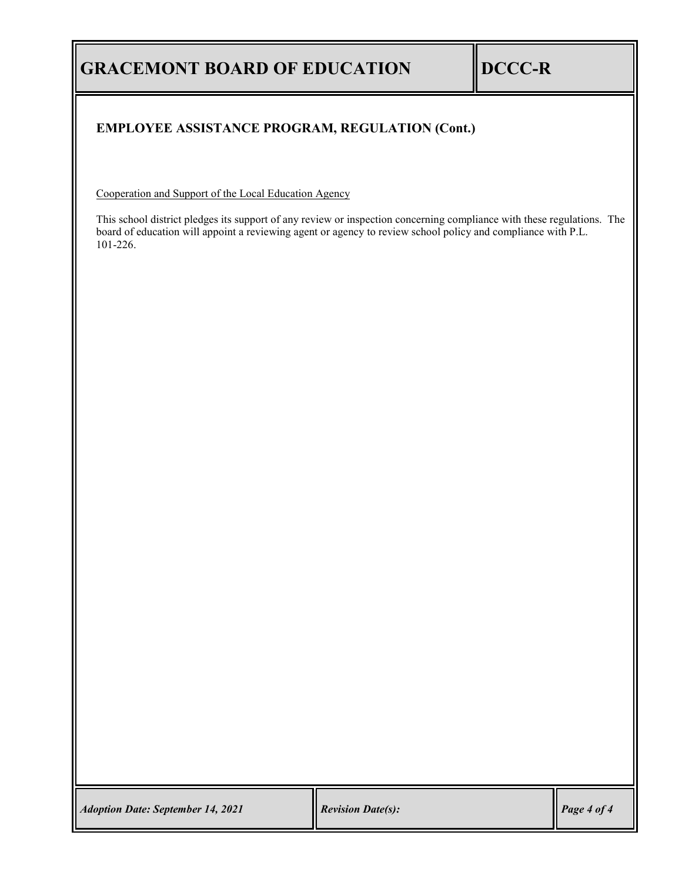## EMPLOYEE ASSISTANCE PROGRAM, REGULATION (Cont.)

Cooperation and Support of the Local Education Agency

This school district pledges its support of any review or inspection concerning compliance with these regulations. The board of education will appoint a reviewing agent or agency to review school policy and compliance with P.L. 101-226.